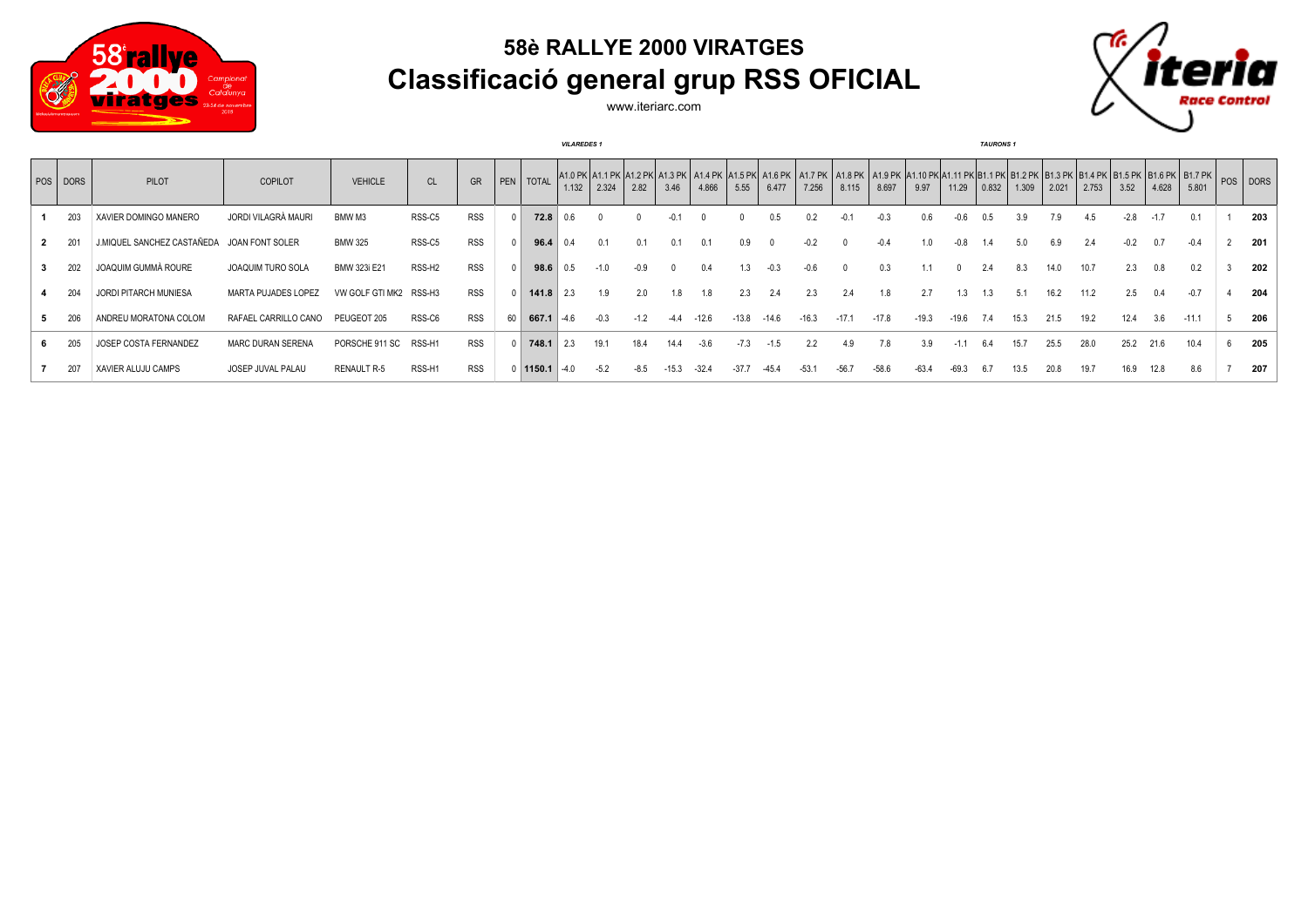# 58è RALLYE 2000 VIRATGES

## Classificació general grup RSS OFICIAL

www.iteriarc.com

| POS | DORS | PILOT | COPILOT | VEHICLE | CL | GR | PEN | TOTAL | VILAREDES 1 | | | | | | | | | | | | TAURONS 1 | | | | | | | | POS | DORS |
|---|---|---|---|---|---|---|---|---|---|---|---|---|---|---|---|---|---|---|---|---|---|---|---|---|---|---|---|---|---|---|
| | | | | | | | | | A1.0 PK 1.132 | A1.1 PK 2.324 | A1.2 PK 2.82 | A1.3 PK 3.46 | A1.4 PK 4.866 | A1.5 PK 5.55 | A1.6 PK 6.477 | A1.7 PK 7.256 | A1.8 PK 8.115 | A1.9 PK 8.697 | A1.10 PK 9.97 | A1.11 PK 11.29 | B1.1 PK 0.832 | B1.2 PK 1.309 | B1.3 PK 2.021 | B1.4 PK 2.753 | B1.5 PK 3.52 | B1.6 PK 4.628 | B1.7 PK 5.801 | | |
| 1 | 203 | XAVIER DOMINGO MANERO | JORDI VILAGRÀ MAURI | BMW M3 | RSS-C5 | RSS | 0 | **72.8** | 0.6 | 0 | 0 | -0.1 | 0 | 0 | 0.5 | 0.2 | -0.1 | -0.3 | 0.6 | -0.6 | 0.5 | 3.9 | 7.9 | 4.5 | -2.8 | -1.7 | 0.1 | 1 | **203** |
| 2 | 201 | J.MIQUEL SANCHEZ CASTAÑEDA | JOAN FONT SOLER | BMW 325 | RSS-C5 | RSS | 0 | **96.4** | 0.4 | 0.1 | 0.1 | 0.1 | 0.1 | 0.9 | 0 | -0.2 | 0 | -0.4 | 1.0 | -0.8 | 1.4 | 5.0 | 6.9 | 2.4 | -0.2 | 0.7 | -0.4 | 2 | **201** |
| 3 | 202 | JOAQUIM GUMMÀ ROURE | JOAQUIM TURO SOLA | BMW 323i E21 | RSS-H2 | RSS | 0 | **98.6** | 0.5 | -1.0 | -0.9 | 0 | 0.4 | 1.3 | -0.3 | -0.6 | 0 | 0.3 | 1.1 | 0 | 2.4 | 8.3 | 14.0 | 10.7 | 2.3 | 0.8 | 0.2 | 3 | **202** |
| 4 | 204 | JORDI PITARCH MUNIESA | MARTA PUJADES LOPEZ | VW GOLF GTI MK2 | RSS-H3 | RSS | 0 | **141.8** | 2.3 | 1.9 | 2.0 | 1.8 | 1.8 | 2.3 | 2.4 | 2.3 | 2.4 | 1.8 | 2.7 | 1.3 | 1.3 | 5.1 | 16.2 | 11.2 | 2.5 | 0.4 | -0.7 | 4 | **204** |
| 5 | 206 | ANDREU MORATONA COLOM | RAFAEL CARRILLO CANO | PEUGEOT 205 | RSS-C6 | RSS | 60 | **667.1** | -4.6 | -0.3 | -1.2 | -4.4 | -12.6 | -13.8 | -14.6 | -16.3 | -17.1 | -17.8 | -19.3 | -19.6 | 7.4 | 15.3 | 21.5 | 19.2 | 12.4 | 3.6 | -11.1 | 5 | **206** |
| 6 | 205 | JOSEP COSTA FERNANDEZ | MARC DURAN SERENA | PORSCHE 911 SC | RSS-H1 | RSS | 0 | **748.1** | 2.3 | 19.1 | 18.4 | 14.4 | -3.6 | -7.3 | -1.5 | 2.2 | 4.9 | 7.8 | 3.9 | -1.1 | 6.4 | 15.7 | 25.5 | 28.0 | 25.2 | 21.6 | 10.4 | 6 | **205** |
| 7 | 207 | XAVIER ALUJU CAMPS | JOSEP JUVAL PALAU | RENAULT R-5 | RSS-H1 | RSS | 0 | **1150.1** | -4.0 | -5.2 | -8.5 | -15.3 | -32.4 | -37.7 | -45.4 | -53.1 | -56.7 | -58.6 | -63.4 | -69.3 | 6.7 | 13.5 | 20.8 | 19.7 | 16.9 | 12.8 | 8.6 | 7 | **207** |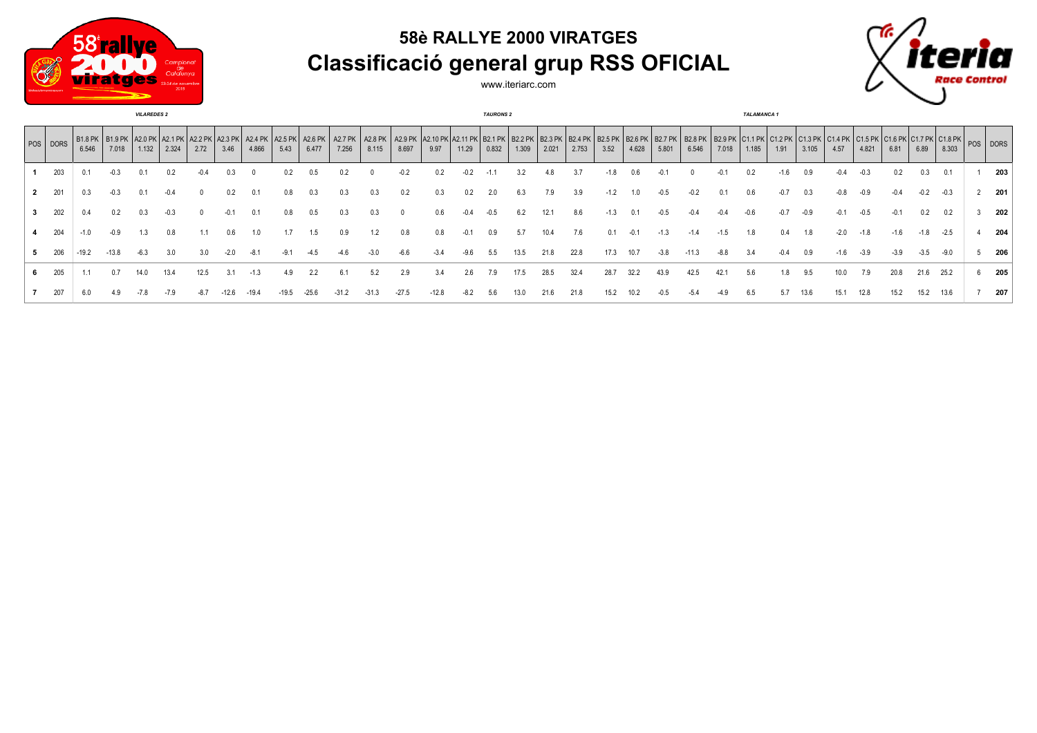# 58è RALLYE 2000 VIRATGES

## Classificació general grup RSS OFICIAL

www.iteriarc.com

*VILAREDES 2* — *TAURONS 2* — *TALAMANCA 1*

| POS | DORS | B1.8 PK 6.546 | B1.9 PK 7.018 | A2.0 PK 1.132 | A2.1 PK 2.324 | A2.2 PK 2.72 | A2.3 PK 3.46 | A2.4 PK 4.866 | A2.5 PK 5.43 | A2.6 PK 6.477 | A2.7 PK 7.256 | A2.8 PK 8.115 | A2.9 PK 8.697 | A2.10 PK 9.97 | A2.11 PK 11.29 | B2.1 PK 0.832 | B2.2 PK 1.309 | B2.3 PK 2.021 | B2.4 PK 2.753 | B2.5 PK 3.52 | B2.6 PK 4.628 | B2.7 PK 5.801 | B2.8 PK 6.546 | B2.9 PK 7.018 | C1.1 PK 1.185 | C1.2 PK 1.91 | C1.3 PK 3.105 | C1.4 PK 4.57 | C1.5 PK 4.821 | C1.6 PK 6.81 | C1.7 PK 6.89 | C1.8 PK 8.303 | POS | DORS |
|---|---|---|---|---|---|---|---|---|---|---|---|---|---|---|---|---|---|---|---|---|---|---|---|---|---|---|---|---|---|---|---|---|---|---|
| **1** | 203 | 0.1 | -0.3 | 0.1 | 0.2 | -0.4 | 0.3 | 0 | 0.2 | 0.5 | 0.2 | 0 | -0.2 | 0.2 | -0.2 | -1.1 | 3.2 | 4.8 | 3.7 | -1.8 | 0.6 | -0.1 | 0 | -0.1 | 0.2 | -1.6 | 0.9 | -0.4 | -0.3 | 0.2 | 0.3 | 0.1 | 1 | **203** |
| **2** | 201 | 0.3 | -0.3 | 0.1 | -0.4 | 0 | 0.2 | 0.1 | 0.8 | 0.3 | 0.3 | 0.3 | 0.2 | 0.3 | 0.2 | 2.0 | 6.3 | 7.9 | 3.9 | -1.2 | 1.0 | -0.5 | -0.2 | 0.1 | 0.6 | -0.7 | 0.3 | -0.8 | -0.9 | -0.4 | -0.2 | -0.3 | 2 | **201** |
| **3** | 202 | 0.4 | 0.2 | 0.3 | -0.3 | 0 | -0.1 | 0.1 | 0.8 | 0.5 | 0.3 | 0.3 | 0 | 0.6 | -0.4 | -0.5 | 6.2 | 12.1 | 8.6 | -1.3 | 0.1 | -0.5 | -0.4 | -0.4 | -0.6 | -0.7 | -0.9 | -0.1 | -0.5 | -0.1 | 0.2 | 0.2 | 3 | **202** |
| **4** | 204 | -1.0 | -0.9 | 1.3 | 0.8 | 1.1 | 0.6 | 1.0 | 1.7 | 1.5 | 0.9 | 1.2 | 0.8 | 0.8 | -0.1 | 0.9 | 5.7 | 10.4 | 7.6 | 0.1 | -0.1 | -1.3 | -1.4 | -1.5 | 1.8 | 0.4 | 1.8 | -2.0 | -1.8 | -1.6 | -1.8 | -2.5 | 4 | **204** |
| **5** | 206 | -19.2 | -13.8 | -6.3 | 3.0 | 3.0 | -2.0 | -8.1 | -9.1 | -4.5 | -4.6 | -3.0 | -6.6 | -3.4 | -9.6 | 5.5 | 13.5 | 21.8 | 22.8 | 17.3 | 10.7 | -3.8 | -11.3 | -8.8 | 3.4 | -0.4 | 0.9 | -1.6 | -3.9 | -3.9 | -3.5 | -9.0 | 5 | **206** |
| **6** | 205 | 1.1 | 0.7 | 14.0 | 13.4 | 12.5 | 3.1 | -1.3 | 4.9 | 2.2 | 6.1 | 5.2 | 2.9 | 3.4 | 2.6 | 7.9 | 17.5 | 28.5 | 32.4 | 28.7 | 32.2 | 43.9 | 42.5 | 42.1 | 5.6 | 1.8 | 9.5 | 10.0 | 7.9 | 20.8 | 21.6 | 25.2 | 6 | **205** |
| **7** | 207 | 6.0 | 4.9 | -7.8 | -7.9 | -8.7 | -12.6 | -19.4 | -19.5 | -25.6 | -31.2 | -31.3 | -27.5 | -12.8 | -8.2 | 5.6 | 13.0 | 21.6 | 21.8 | 15.2 | 10.2 | -0.5 | -5.4 | -4.9 | 6.5 | 5.7 | 13.6 | 15.1 | 12.8 | 15.2 | 15.2 | 13.6 | 7 | **207** |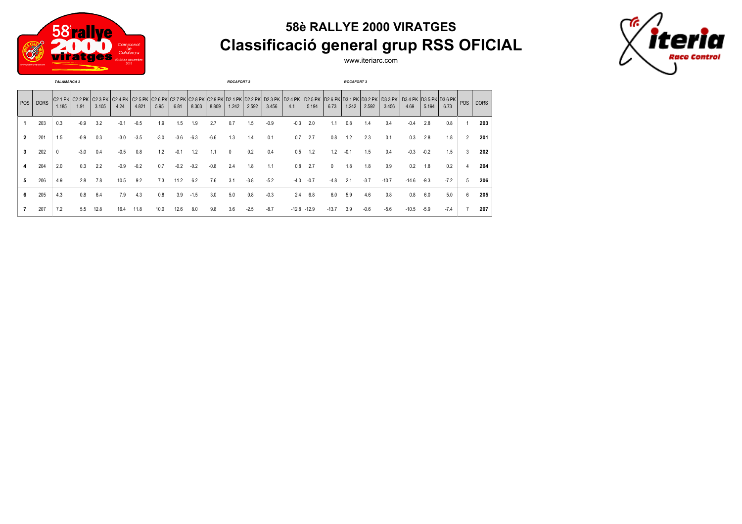# 58è RALLYE 2000 VIRATGES

## Classificació general grup RSS OFICIAL

www.iteriarc.com

*TALAMANCA 2* — *ROCAFORT 2* — *ROCAFORT 3*

| POS | DORS | C2.1 PK 1.185 | C2.2 PK 1.91 | C2.3 PK 3.105 | C2.4 PK 4.24 | C2.5 PK 4.821 | C2.6 PK 5.95 | C2.7 PK 6.81 | C2.8 PK 8.303 | C2.9 PK 8.809 | D2.1 PK 1.242 | D2.2 PK 2.592 | D2.3 PK 3.456 | D2.4 PK 4.1 | D2.5 PK 5.194 | D2.6 PK 6.73 | D3.1 PK 1.242 | D3.2 PK 2.592 | D3.3 PK 3.456 | D3.4 PK 4.69 | D3.5 PK 5.194 | D3.6 PK 6.73 | POS | DORS |
|---|---|---|---|---|---|---|---|---|---|---|---|---|---|---|---|---|---|---|---|---|---|---|---|---|
| **1** | 203 | 0.3 | -0.9 | 3.2 | -0.1 | -0.5 | 1.9 | 1.5 | 1.9 | 2.7 | 0.7 | 1.5 | -0.9 | -0.3 | 2.0 | 1.1 | 0.8 | 1.4 | 0.4 | -0.4 | 2.8 | 0.8 | 1 | **203** |
| **2** | 201 | 1.5 | -0.9 | 0.3 | -3.0 | -3.5 | -3.0 | -3.6 | -6.3 | -6.6 | 1.3 | 1.4 | 0.1 | 0.7 | 2.7 | 0.8 | 1.2 | 2.3 | 0.1 | 0.3 | 2.8 | 1.8 | 2 | **201** |
| **3** | 202 | 0 | -3.0 | 0.4 | -0.5 | 0.8 | 1.2 | -0.1 | 1.2 | 1.1 | 0 | 0.2 | 0.4 | 0.5 | 1.2 | 1.2 | -0.1 | 1.5 | 0.4 | -0.3 | -0.2 | 1.5 | 3 | **202** |
| **4** | 204 | 2.0 | 0.3 | 2.2 | -0.9 | -0.2 | 0.7 | -0.2 | -0.2 | -0.8 | 2.4 | 1.8 | 1.1 | 0.8 | 2.7 | 0 | 1.8 | 1.8 | 0.9 | 0.2 | 1.8 | 0.2 | 4 | **204** |
| **5** | 206 | 4.9 | 2.8 | 7.8 | 10.5 | 9.2 | 7.3 | 11.2 | 6.2 | 7.6 | 3.1 | -3.8 | -5.2 | -4.0 | -0.7 | -4.8 | 2.1 | -3.7 | -10.7 | -14.6 | -9.3 | -7.2 | 5 | **206** |
| **6** | 205 | 4.3 | 0.8 | 6.4 | 7.9 | 4.3 | 0.8 | 3.9 | -1.5 | 3.0 | 5.0 | 0.8 | -0.3 | 2.4 | 6.8 | 6.0 | 5.9 | 4.6 | 0.8 | 0.8 | 6.0 | 5.0 | 6 | **205** |
| **7** | 207 | 7.2 | 5.5 | 12.8 | 16.4 | 11.8 | 10.0 | 12.6 | 8.0 | 9.8 | 3.6 | -2.5 | -8.7 | -12.8 | -12.9 | -13.7 | 3.9 | -0.6 | -5.6 | -10.5 | -5.9 | -7.4 | 7 | **207** |